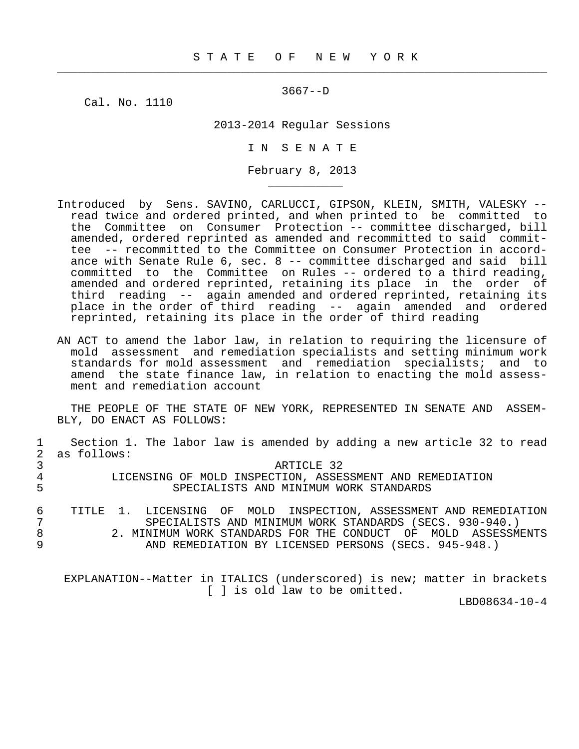# STATE OF NEW YORK

3667--D

Cal. No. 1110

2013-2014 Regular Sessions

## IN SENATE

February 8, 2013

Introduced by Sens. SAVINO, CARLUCCI, GIPSON, KLEIN, SMITH, VALESKY -- read twice and ordered printed, and when printed to be committed to the Committee on Consumer Protection -- committee discharged, bill amended, ordered reprinted as amended and recommitted to said committee -- recommitted to the Committee on Consumer Protection in accordance with Senate Rule 6, sec. 8 -- committee discharged and said bill committed to the Committee on Rules -- ordered to a third reading, amended and ordered reprinted, retaining its place in the order of third reading -- again amended and ordered reprinted, retaining its place in the order of third reading -- again amended and ordered reprinted, retaining its place in the order of third reading

AN ACT to amend the labor law, in relation to requiring the licensure of mold assessment and remediation specialists and setting minimum work standards for mold assessment and remediation specialists; and to amend the state finance law, in relation to enacting the mold assessment and remediation account

THE PEOPLE OF THE STATE OF NEW YORK, REPRESENTED IN SENATE AND ASSEMBLY, DO ENACT AS FOLLOWS:

1 Section 1. The labor law is amended by adding a new article 32 to read
2 as follows:
3 ARTICLE 32
4 LICENSING OF MOLD INSPECTION, ASSESSMENT AND REMEDIATION
5 SPECIALISTS AND MINIMUM WORK STANDARDS

6 TITLE 1. LICENSING OF MOLD INSPECTION, ASSESSMENT AND REMEDIATION
7 SPECIALISTS AND MINIMUM WORK STANDARDS (SECS. 930-940.)
8 2. MINIMUM WORK STANDARDS FOR THE CONDUCT OF MOLD ASSESSMENTS
9 AND REMEDIATION BY LICENSED PERSONS (SECS. 945-948.)

EXPLANATION--Matter in ITALICS (underscored) is new; matter in brackets [ ] is old law to be omitted.

LBD08634-10-4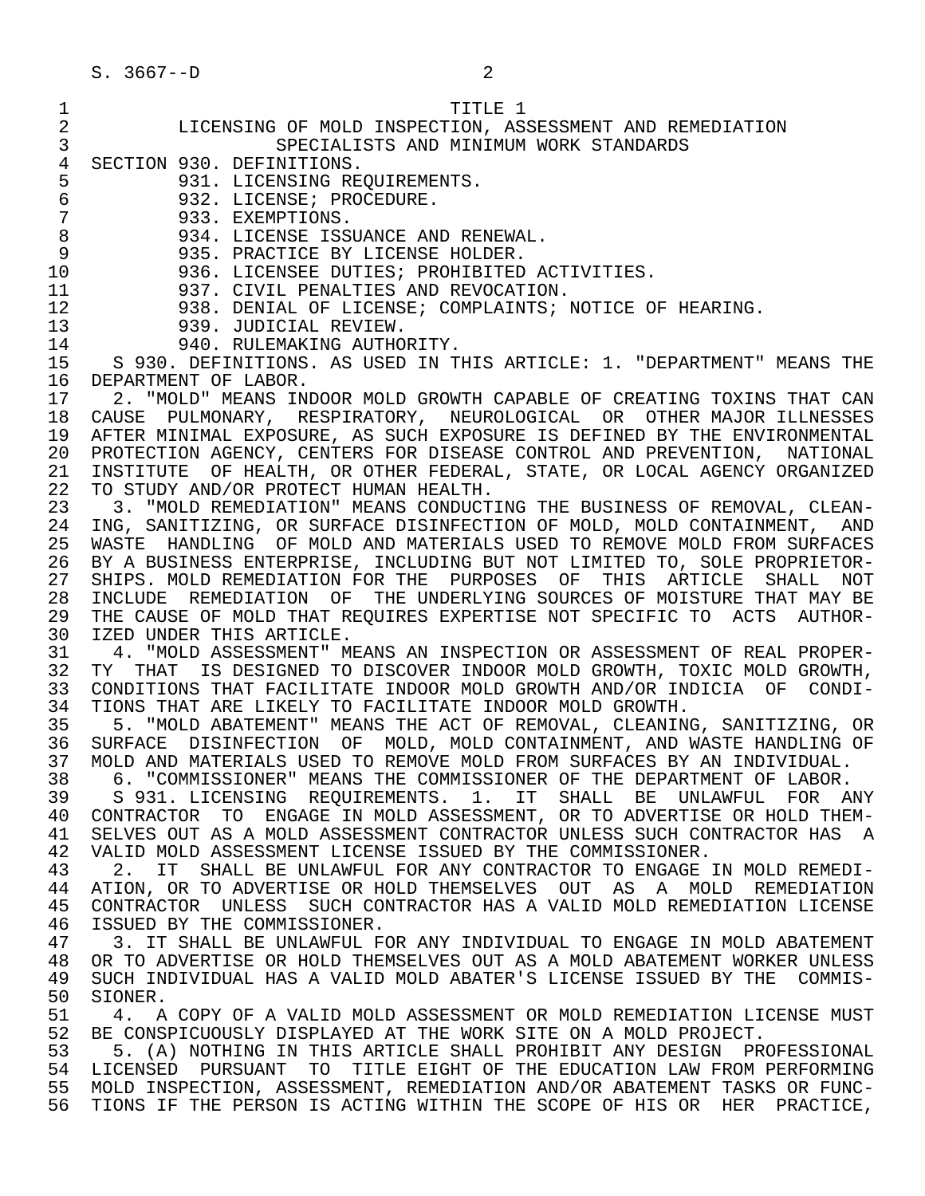# TITLE 1

## LICENSING OF MOLD INSPECTION, ASSESSMENT AND REMEDIATION SPECIALISTS AND MINIMUM WORK STANDARDS

SECTION 930. DEFINITIONS.
931. LICENSING REQUIREMENTS.
932. LICENSE; PROCEDURE.
933. EXEMPTIONS.
934. LICENSE ISSUANCE AND RENEWAL.
935. PRACTICE BY LICENSE HOLDER.
936. LICENSEE DUTIES; PROHIBITED ACTIVITIES.
937. CIVIL PENALTIES AND REVOCATION.
938. DENIAL OF LICENSE; COMPLAINTS; NOTICE OF HEARING.
939. JUDICIAL REVIEW.
940. RULEMAKING AUTHORITY.

S 930. DEFINITIONS. AS USED IN THIS ARTICLE: 1. "DEPARTMENT" MEANS THE DEPARTMENT OF LABOR.

2. "MOLD" MEANS INDOOR MOLD GROWTH CAPABLE OF CREATING TOXINS THAT CAN CAUSE PULMONARY, RESPIRATORY, NEUROLOGICAL OR OTHER MAJOR ILLNESSES AFTER MINIMAL EXPOSURE, AS SUCH EXPOSURE IS DEFINED BY THE ENVIRONMENTAL PROTECTION AGENCY, CENTERS FOR DISEASE CONTROL AND PREVENTION, NATIONAL INSTITUTE OF HEALTH, OR OTHER FEDERAL, STATE, OR LOCAL AGENCY ORGANIZED TO STUDY AND/OR PROTECT HUMAN HEALTH.

3. "MOLD REMEDIATION" MEANS CONDUCTING THE BUSINESS OF REMOVAL, CLEANING, SANITIZING, OR SURFACE DISINFECTION OF MOLD, MOLD CONTAINMENT, AND WASTE HANDLING OF MOLD AND MATERIALS USED TO REMOVE MOLD FROM SURFACES BY A BUSINESS ENTERPRISE, INCLUDING BUT NOT LIMITED TO, SOLE PROPRIETORSHIPS. MOLD REMEDIATION FOR THE PURPOSES OF THIS ARTICLE SHALL NOT INCLUDE REMEDIATION OF THE UNDERLYING SOURCES OF MOISTURE THAT MAY BE THE CAUSE OF MOLD THAT REQUIRES EXPERTISE NOT SPECIFIC TO ACTS AUTHORIZED UNDER THIS ARTICLE.

4. "MOLD ASSESSMENT" MEANS AN INSPECTION OR ASSESSMENT OF REAL PROPERTY THAT IS DESIGNED TO DISCOVER INDOOR MOLD GROWTH, TOXIC MOLD GROWTH, CONDITIONS THAT FACILITATE INDOOR MOLD GROWTH AND/OR INDICIA OF CONDITIONS THAT ARE LIKELY TO FACILITATE INDOOR MOLD GROWTH.

5. "MOLD ABATEMENT" MEANS THE ACT OF REMOVAL, CLEANING, SANITIZING, OR SURFACE DISINFECTION OF MOLD, MOLD CONTAINMENT, AND WASTE HANDLING OF MOLD AND MATERIALS USED TO REMOVE MOLD FROM SURFACES BY AN INDIVIDUAL.

6. "COMMISSIONER" MEANS THE COMMISSIONER OF THE DEPARTMENT OF LABOR.

S 931. LICENSING REQUIREMENTS. 1. IT SHALL BE UNLAWFUL FOR ANY CONTRACTOR TO ENGAGE IN MOLD ASSESSMENT, OR TO ADVERTISE OR HOLD THEMSELVES OUT AS A MOLD ASSESSMENT CONTRACTOR UNLESS SUCH CONTRACTOR HAS A VALID MOLD ASSESSMENT LICENSE ISSUED BY THE COMMISSIONER.

2. IT SHALL BE UNLAWFUL FOR ANY CONTRACTOR TO ENGAGE IN MOLD REMEDIATION, OR TO ADVERTISE OR HOLD THEMSELVES OUT AS A MOLD REMEDIATION CONTRACTOR UNLESS SUCH CONTRACTOR HAS A VALID MOLD REMEDIATION LICENSE ISSUED BY THE COMMISSIONER.

3. IT SHALL BE UNLAWFUL FOR ANY INDIVIDUAL TO ENGAGE IN MOLD ABATEMENT OR TO ADVERTISE OR HOLD THEMSELVES OUT AS A MOLD ABATEMENT WORKER UNLESS SUCH INDIVIDUAL HAS A VALID MOLD ABATER'S LICENSE ISSUED BY THE COMMISSIONER.

4. A COPY OF A VALID MOLD ASSESSMENT OR MOLD REMEDIATION LICENSE MUST BE CONSPICUOUSLY DISPLAYED AT THE WORK SITE ON A MOLD PROJECT.

5. (A) NOTHING IN THIS ARTICLE SHALL PROHIBIT ANY DESIGN PROFESSIONAL LICENSED PURSUANT TO TITLE EIGHT OF THE EDUCATION LAW FROM PERFORMING MOLD INSPECTION, ASSESSMENT, REMEDIATION AND/OR ABATEMENT TASKS OR FUNCTIONS IF THE PERSON IS ACTING WITHIN THE SCOPE OF HIS OR HER PRACTICE,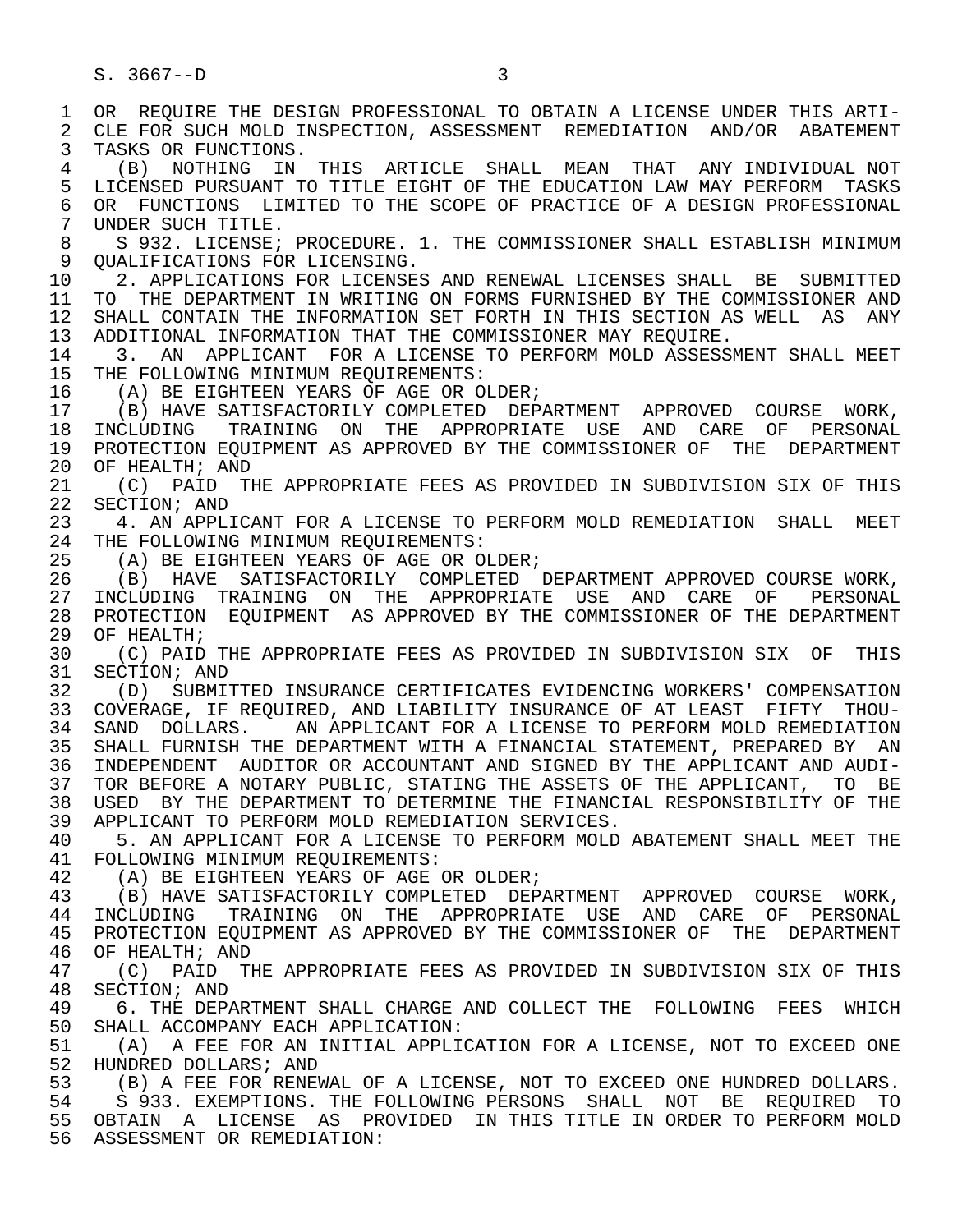OR REQUIRE THE DESIGN PROFESSIONAL TO OBTAIN A LICENSE UNDER THIS ARTICLE FOR SUCH MOLD INSPECTION, ASSESSMENT REMEDIATION AND/OR ABATEMENT TASKS OR FUNCTIONS.

(B) NOTHING IN THIS ARTICLE SHALL MEAN THAT ANY INDIVIDUAL NOT LICENSED PURSUANT TO TITLE EIGHT OF THE EDUCATION LAW MAY PERFORM TASKS OR FUNCTIONS LIMITED TO THE SCOPE OF PRACTICE OF A DESIGN PROFESSIONAL UNDER SUCH TITLE.

S 932. LICENSE; PROCEDURE. 1. THE COMMISSIONER SHALL ESTABLISH MINIMUM QUALIFICATIONS FOR LICENSING.

2. APPLICATIONS FOR LICENSES AND RENEWAL LICENSES SHALL BE SUBMITTED TO THE DEPARTMENT IN WRITING ON FORMS FURNISHED BY THE COMMISSIONER AND SHALL CONTAIN THE INFORMATION SET FORTH IN THIS SECTION AS WELL AS ANY ADDITIONAL INFORMATION THAT THE COMMISSIONER MAY REQUIRE.

3. AN APPLICANT FOR A LICENSE TO PERFORM MOLD ASSESSMENT SHALL MEET THE FOLLOWING MINIMUM REQUIREMENTS:

(A) BE EIGHTEEN YEARS OF AGE OR OLDER;

(B) HAVE SATISFACTORILY COMPLETED DEPARTMENT APPROVED COURSE WORK, INCLUDING TRAINING ON THE APPROPRIATE USE AND CARE OF PERSONAL PROTECTION EQUIPMENT AS APPROVED BY THE COMMISSIONER OF THE DEPARTMENT OF HEALTH; AND

(C) PAID THE APPROPRIATE FEES AS PROVIDED IN SUBDIVISION SIX OF THIS SECTION; AND

4. AN APPLICANT FOR A LICENSE TO PERFORM MOLD REMEDIATION SHALL MEET THE FOLLOWING MINIMUM REQUIREMENTS:

(A) BE EIGHTEEN YEARS OF AGE OR OLDER;

(B) HAVE SATISFACTORILY COMPLETED DEPARTMENT APPROVED COURSE WORK, INCLUDING TRAINING ON THE APPROPRIATE USE AND CARE OF PERSONAL PROTECTION EQUIPMENT AS APPROVED BY THE COMMISSIONER OF THE DEPARTMENT OF HEALTH;

(C) PAID THE APPROPRIATE FEES AS PROVIDED IN SUBDIVISION SIX OF THIS SECTION; AND

(D) SUBMITTED INSURANCE CERTIFICATES EVIDENCING WORKERS' COMPENSATION COVERAGE, IF REQUIRED, AND LIABILITY INSURANCE OF AT LEAST FIFTY THOUSAND DOLLARS. AN APPLICANT FOR A LICENSE TO PERFORM MOLD REMEDIATION SHALL FURNISH THE DEPARTMENT WITH A FINANCIAL STATEMENT, PREPARED BY AN INDEPENDENT AUDITOR OR ACCOUNTANT AND SIGNED BY THE APPLICANT AND AUDITOR BEFORE A NOTARY PUBLIC, STATING THE ASSETS OF THE APPLICANT, TO BE USED BY THE DEPARTMENT TO DETERMINE THE FINANCIAL RESPONSIBILITY OF THE APPLICANT TO PERFORM MOLD REMEDIATION SERVICES.

5. AN APPLICANT FOR A LICENSE TO PERFORM MOLD ABATEMENT SHALL MEET THE FOLLOWING MINIMUM REQUIREMENTS:

(A) BE EIGHTEEN YEARS OF AGE OR OLDER;

(B) HAVE SATISFACTORILY COMPLETED DEPARTMENT APPROVED COURSE WORK, INCLUDING TRAINING ON THE APPROPRIATE USE AND CARE OF PERSONAL PROTECTION EQUIPMENT AS APPROVED BY THE COMMISSIONER OF THE DEPARTMENT OF HEALTH; AND

(C) PAID THE APPROPRIATE FEES AS PROVIDED IN SUBDIVISION SIX OF THIS SECTION; AND

6. THE DEPARTMENT SHALL CHARGE AND COLLECT THE FOLLOWING FEES WHICH SHALL ACCOMPANY EACH APPLICATION:

(A) A FEE FOR AN INITIAL APPLICATION FOR A LICENSE, NOT TO EXCEED ONE HUNDRED DOLLARS; AND

(B) A FEE FOR RENEWAL OF A LICENSE, NOT TO EXCEED ONE HUNDRED DOLLARS.

S 933. EXEMPTIONS. THE FOLLOWING PERSONS SHALL NOT BE REQUIRED TO OBTAIN A LICENSE AS PROVIDED IN THIS TITLE IN ORDER TO PERFORM MOLD ASSESSMENT OR REMEDIATION: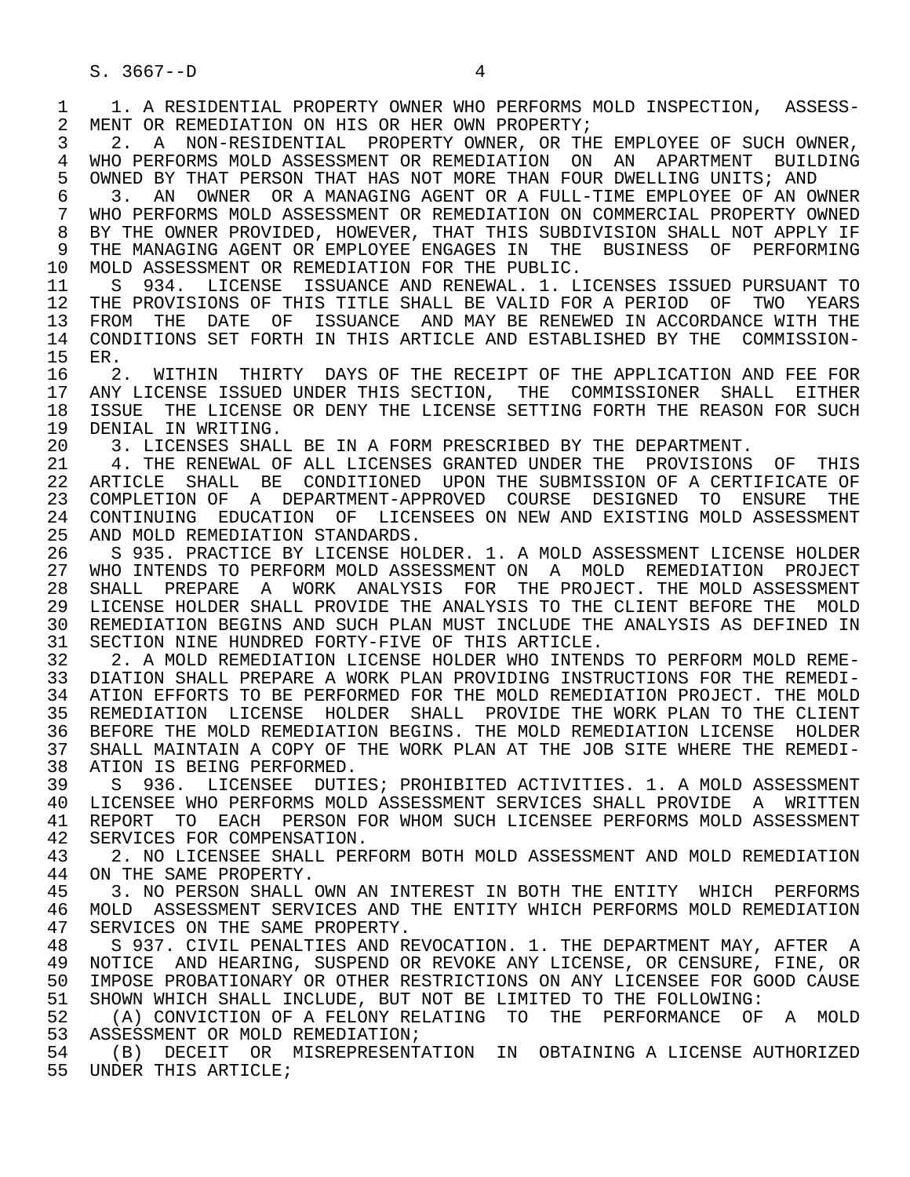1. A RESIDENTIAL PROPERTY OWNER WHO PERFORMS MOLD INSPECTION, ASSESSMENT OR REMEDIATION ON HIS OR HER OWN PROPERTY;

2. A NON-RESIDENTIAL PROPERTY OWNER, OR THE EMPLOYEE OF SUCH OWNER, WHO PERFORMS MOLD ASSESSMENT OR REMEDIATION ON AN APARTMENT BUILDING OWNED BY THAT PERSON THAT HAS NOT MORE THAN FOUR DWELLING UNITS; AND

3. AN OWNER OR A MANAGING AGENT OR A FULL-TIME EMPLOYEE OF AN OWNER WHO PERFORMS MOLD ASSESSMENT OR REMEDIATION ON COMMERCIAL PROPERTY OWNED BY THE OWNER PROVIDED, HOWEVER, THAT THIS SUBDIVISION SHALL NOT APPLY IF THE MANAGING AGENT OR EMPLOYEE ENGAGES IN THE BUSINESS OF PERFORMING MOLD ASSESSMENT OR REMEDIATION FOR THE PUBLIC.

S 934. LICENSE ISSUANCE AND RENEWAL. 1. LICENSES ISSUED PURSUANT TO THE PROVISIONS OF THIS TITLE SHALL BE VALID FOR A PERIOD OF TWO YEARS FROM THE DATE OF ISSUANCE AND MAY BE RENEWED IN ACCORDANCE WITH THE CONDITIONS SET FORTH IN THIS ARTICLE AND ESTABLISHED BY THE COMMISSIONER.

2. WITHIN THIRTY DAYS OF THE RECEIPT OF THE APPLICATION AND FEE FOR ANY LICENSE ISSUED UNDER THIS SECTION, THE COMMISSIONER SHALL EITHER ISSUE THE LICENSE OR DENY THE LICENSE SETTING FORTH THE REASON FOR SUCH DENIAL IN WRITING.

3. LICENSES SHALL BE IN A FORM PRESCRIBED BY THE DEPARTMENT.

4. THE RENEWAL OF ALL LICENSES GRANTED UNDER THE PROVISIONS OF THIS ARTICLE SHALL BE CONDITIONED UPON THE SUBMISSION OF A CERTIFICATE OF COMPLETION OF A DEPARTMENT-APPROVED COURSE DESIGNED TO ENSURE THE CONTINUING EDUCATION OF LICENSEES ON NEW AND EXISTING MOLD ASSESSMENT AND MOLD REMEDIATION STANDARDS.

S 935. PRACTICE BY LICENSE HOLDER. 1. A MOLD ASSESSMENT LICENSE HOLDER WHO INTENDS TO PERFORM MOLD ASSESSMENT ON A MOLD REMEDIATION PROJECT SHALL PREPARE A WORK ANALYSIS FOR THE PROJECT. THE MOLD ASSESSMENT LICENSE HOLDER SHALL PROVIDE THE ANALYSIS TO THE CLIENT BEFORE THE MOLD REMEDIATION BEGINS AND SUCH PLAN MUST INCLUDE THE ANALYSIS AS DEFINED IN SECTION NINE HUNDRED FORTY-FIVE OF THIS ARTICLE.

2. A MOLD REMEDIATION LICENSE HOLDER WHO INTENDS TO PERFORM MOLD REMEDIATION SHALL PREPARE A WORK PLAN PROVIDING INSTRUCTIONS FOR THE REMEDIATION EFFORTS TO BE PERFORMED FOR THE MOLD REMEDIATION PROJECT. THE MOLD REMEDIATION LICENSE HOLDER SHALL PROVIDE THE WORK PLAN TO THE CLIENT BEFORE THE MOLD REMEDIATION BEGINS. THE MOLD REMEDIATION LICENSE HOLDER SHALL MAINTAIN A COPY OF THE WORK PLAN AT THE JOB SITE WHERE THE REMEDIATION IS BEING PERFORMED.

S 936. LICENSEE DUTIES; PROHIBITED ACTIVITIES. 1. A MOLD ASSESSMENT LICENSEE WHO PERFORMS MOLD ASSESSMENT SERVICES SHALL PROVIDE A WRITTEN REPORT TO EACH PERSON FOR WHOM SUCH LICENSEE PERFORMS MOLD ASSESSMENT SERVICES FOR COMPENSATION.

2. NO LICENSEE SHALL PERFORM BOTH MOLD ASSESSMENT AND MOLD REMEDIATION ON THE SAME PROPERTY.

3. NO PERSON SHALL OWN AN INTEREST IN BOTH THE ENTITY WHICH PERFORMS MOLD ASSESSMENT SERVICES AND THE ENTITY WHICH PERFORMS MOLD REMEDIATION SERVICES ON THE SAME PROPERTY.

S 937. CIVIL PENALTIES AND REVOCATION. 1. THE DEPARTMENT MAY, AFTER A NOTICE AND HEARING, SUSPEND OR REVOKE ANY LICENSE, OR CENSURE, FINE, OR IMPOSE PROBATIONARY OR OTHER RESTRICTIONS ON ANY LICENSEE FOR GOOD CAUSE SHOWN WHICH SHALL INCLUDE, BUT NOT BE LIMITED TO THE FOLLOWING:

(A) CONVICTION OF A FELONY RELATING TO THE PERFORMANCE OF A MOLD ASSESSMENT OR MOLD REMEDIATION;

(B) DECEIT OR MISREPRESENTATION IN OBTAINING A LICENSE AUTHORIZED UNDER THIS ARTICLE;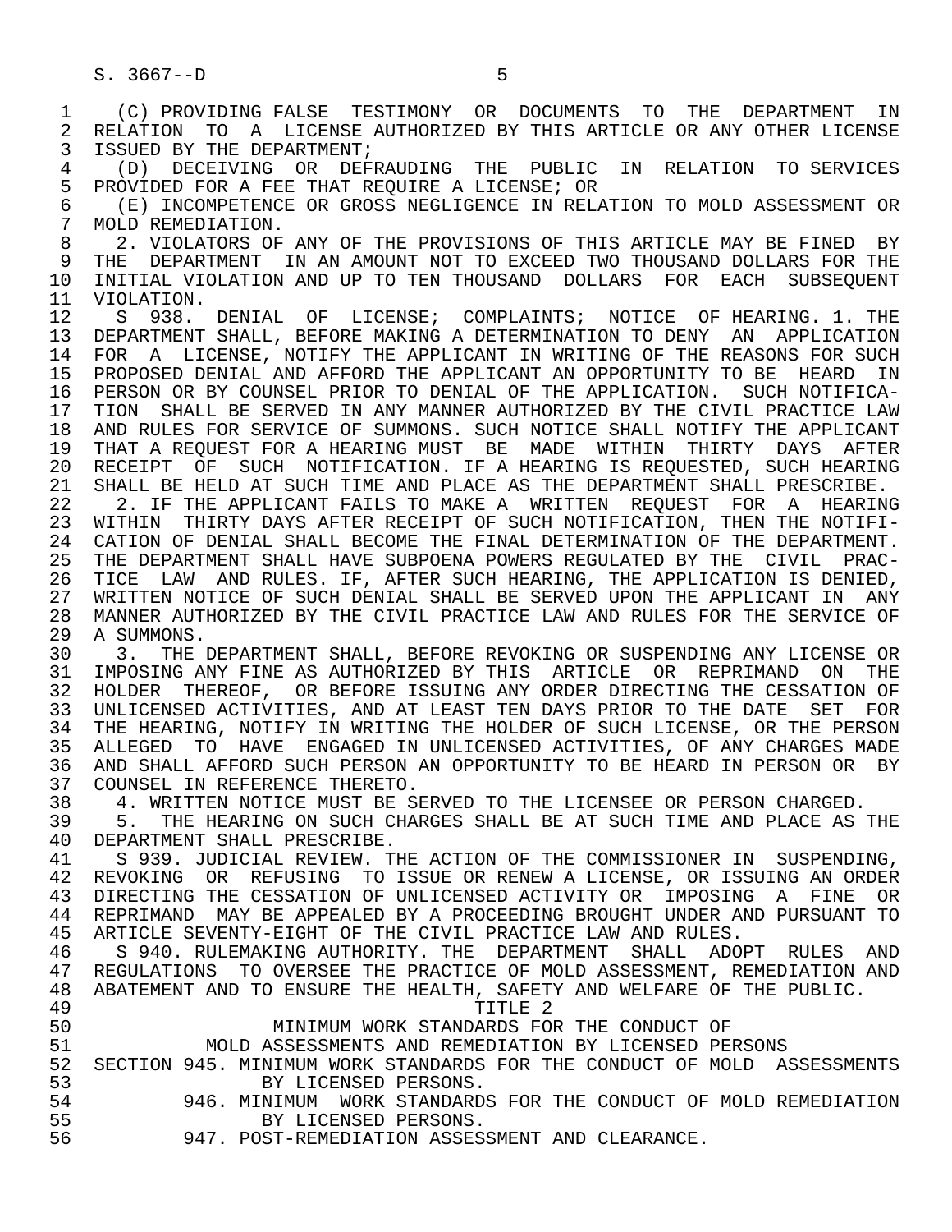(C) PROVIDING FALSE TESTIMONY OR DOCUMENTS TO THE DEPARTMENT IN RELATION TO A LICENSE AUTHORIZED BY THIS ARTICLE OR ANY OTHER LICENSE ISSUED BY THE DEPARTMENT;

(D) DECEIVING OR DEFRAUDING THE PUBLIC IN RELATION TO SERVICES PROVIDED FOR A FEE THAT REQUIRE A LICENSE; OR

(E) INCOMPETENCE OR GROSS NEGLIGENCE IN RELATION TO MOLD ASSESSMENT OR MOLD REMEDIATION.

2. VIOLATORS OF ANY OF THE PROVISIONS OF THIS ARTICLE MAY BE FINED BY THE DEPARTMENT IN AN AMOUNT NOT TO EXCEED TWO THOUSAND DOLLARS FOR THE INITIAL VIOLATION AND UP TO TEN THOUSAND DOLLARS FOR EACH SUBSEQUENT VIOLATION.

S 938. DENIAL OF LICENSE; COMPLAINTS; NOTICE OF HEARING. 1. THE DEPARTMENT SHALL, BEFORE MAKING A DETERMINATION TO DENY AN APPLICATION FOR A LICENSE, NOTIFY THE APPLICANT IN WRITING OF THE REASONS FOR SUCH PROPOSED DENIAL AND AFFORD THE APPLICANT AN OPPORTUNITY TO BE HEARD IN PERSON OR BY COUNSEL PRIOR TO DENIAL OF THE APPLICATION. SUCH NOTIFICATION SHALL BE SERVED IN ANY MANNER AUTHORIZED BY THE CIVIL PRACTICE LAW AND RULES FOR SERVICE OF SUMMONS. SUCH NOTICE SHALL NOTIFY THE APPLICANT THAT A REQUEST FOR A HEARING MUST BE MADE WITHIN THIRTY DAYS AFTER RECEIPT OF SUCH NOTIFICATION. IF A HEARING IS REQUESTED, SUCH HEARING SHALL BE HELD AT SUCH TIME AND PLACE AS THE DEPARTMENT SHALL PRESCRIBE.

2. IF THE APPLICANT FAILS TO MAKE A WRITTEN REQUEST FOR A HEARING WITHIN THIRTY DAYS AFTER RECEIPT OF SUCH NOTIFICATION, THEN THE NOTIFICATION OF DENIAL SHALL BECOME THE FINAL DETERMINATION OF THE DEPARTMENT. THE DEPARTMENT SHALL HAVE SUBPOENA POWERS REGULATED BY THE CIVIL PRACTICE LAW AND RULES. IF, AFTER SUCH HEARING, THE APPLICATION IS DENIED, WRITTEN NOTICE OF SUCH DENIAL SHALL BE SERVED UPON THE APPLICANT IN ANY MANNER AUTHORIZED BY THE CIVIL PRACTICE LAW AND RULES FOR THE SERVICE OF A SUMMONS.

3. THE DEPARTMENT SHALL, BEFORE REVOKING OR SUSPENDING ANY LICENSE OR IMPOSING ANY FINE AS AUTHORIZED BY THIS ARTICLE OR REPRIMAND ON THE HOLDER THEREOF, OR BEFORE ISSUING ANY ORDER DIRECTING THE CESSATION OF UNLICENSED ACTIVITIES, AND AT LEAST TEN DAYS PRIOR TO THE DATE SET FOR THE HEARING, NOTIFY IN WRITING THE HOLDER OF SUCH LICENSE, OR THE PERSON ALLEGED TO HAVE ENGAGED IN UNLICENSED ACTIVITIES, OF ANY CHARGES MADE AND SHALL AFFORD SUCH PERSON AN OPPORTUNITY TO BE HEARD IN PERSON OR BY COUNSEL IN REFERENCE THERETO.

4. WRITTEN NOTICE MUST BE SERVED TO THE LICENSEE OR PERSON CHARGED.

5. THE HEARING ON SUCH CHARGES SHALL BE AT SUCH TIME AND PLACE AS THE DEPARTMENT SHALL PRESCRIBE.

S 939. JUDICIAL REVIEW. THE ACTION OF THE COMMISSIONER IN SUSPENDING, REVOKING OR REFUSING TO ISSUE OR RENEW A LICENSE, OR ISSUING AN ORDER DIRECTING THE CESSATION OF UNLICENSED ACTIVITY OR IMPOSING A FINE OR REPRIMAND MAY BE APPEALED BY A PROCEEDING BROUGHT UNDER AND PURSUANT TO ARTICLE SEVENTY-EIGHT OF THE CIVIL PRACTICE LAW AND RULES.

S 940. RULEMAKING AUTHORITY. THE DEPARTMENT SHALL ADOPT RULES AND REGULATIONS TO OVERSEE THE PRACTICE OF MOLD ASSESSMENT, REMEDIATION AND ABATEMENT AND TO ENSURE THE HEALTH, SAFETY AND WELFARE OF THE PUBLIC.

TITLE 2

MINIMUM WORK STANDARDS FOR THE CONDUCT OF
MOLD ASSESSMENTS AND REMEDIATION BY LICENSED PERSONS

SECTION 945. MINIMUM WORK STANDARDS FOR THE CONDUCT OF MOLD ASSESSMENTS BY LICENSED PERSONS.
946. MINIMUM WORK STANDARDS FOR THE CONDUCT OF MOLD REMEDIATION BY LICENSED PERSONS.
947. POST-REMEDIATION ASSESSMENT AND CLEARANCE.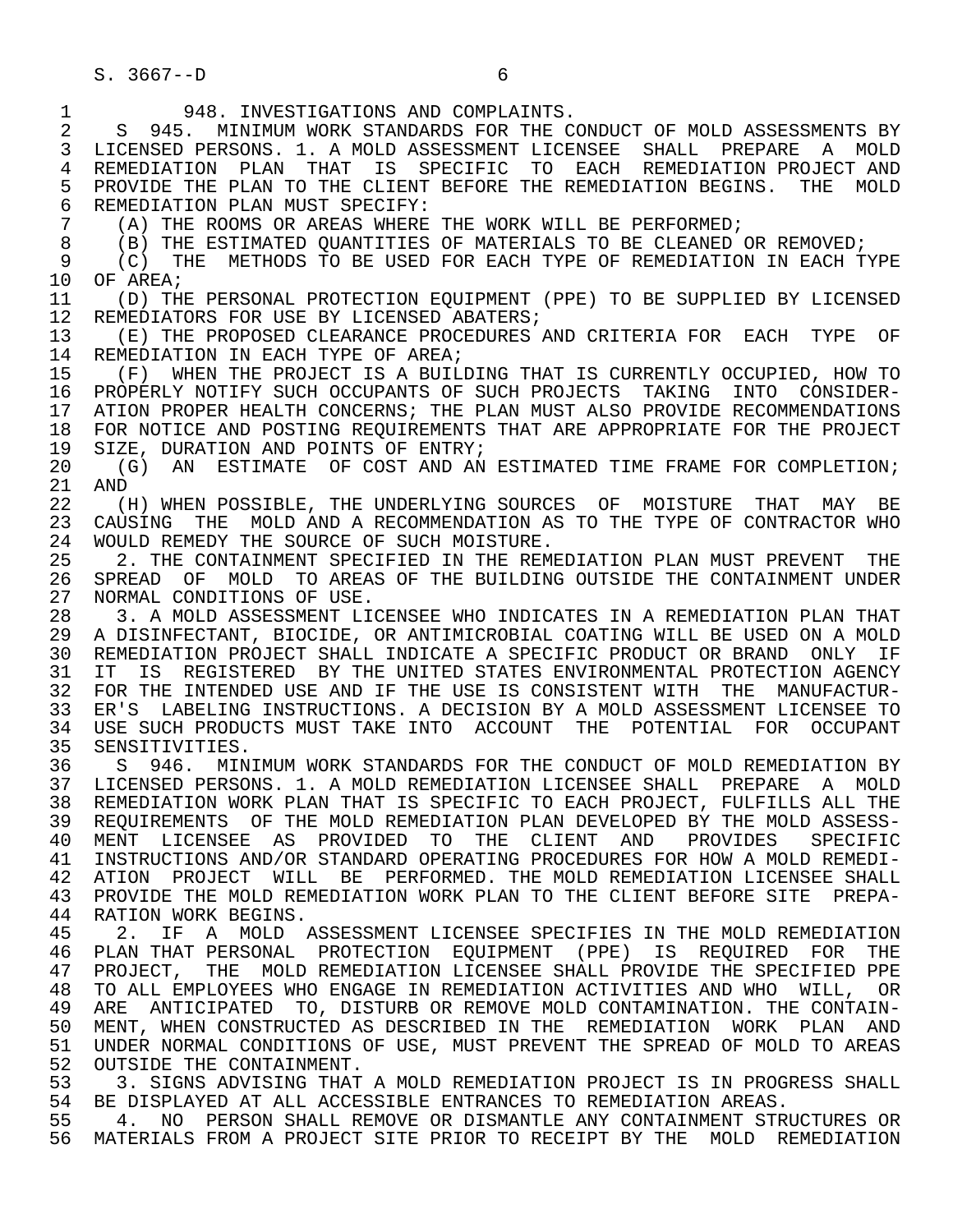948. INVESTIGATIONS AND COMPLAINTS.

S 945. MINIMUM WORK STANDARDS FOR THE CONDUCT OF MOLD ASSESSMENTS BY LICENSED PERSONS. 1. A MOLD ASSESSMENT LICENSEE SHALL PREPARE A MOLD REMEDIATION PLAN THAT IS SPECIFIC TO EACH REMEDIATION PROJECT AND PROVIDE THE PLAN TO THE CLIENT BEFORE THE REMEDIATION BEGINS. THE MOLD REMEDIATION PLAN MUST SPECIFY:

(A) THE ROOMS OR AREAS WHERE THE WORK WILL BE PERFORMED;

(B) THE ESTIMATED QUANTITIES OF MATERIALS TO BE CLEANED OR REMOVED;

(C) THE METHODS TO BE USED FOR EACH TYPE OF REMEDIATION IN EACH TYPE OF AREA;

(D) THE PERSONAL PROTECTION EQUIPMENT (PPE) TO BE SUPPLIED BY LICENSED REMEDIATORS FOR USE BY LICENSED ABATERS;

(E) THE PROPOSED CLEARANCE PROCEDURES AND CRITERIA FOR EACH TYPE OF REMEDIATION IN EACH TYPE OF AREA;

(F) WHEN THE PROJECT IS A BUILDING THAT IS CURRENTLY OCCUPIED, HOW TO PROPERLY NOTIFY SUCH OCCUPANTS OF SUCH PROJECTS TAKING INTO CONSIDERATION PROPER HEALTH CONCERNS; THE PLAN MUST ALSO PROVIDE RECOMMENDATIONS FOR NOTICE AND POSTING REQUIREMENTS THAT ARE APPROPRIATE FOR THE PROJECT SIZE, DURATION AND POINTS OF ENTRY;

(G) AN ESTIMATE OF COST AND AN ESTIMATED TIME FRAME FOR COMPLETION; AND

(H) WHEN POSSIBLE, THE UNDERLYING SOURCES OF MOISTURE THAT MAY BE CAUSING THE MOLD AND A RECOMMENDATION AS TO THE TYPE OF CONTRACTOR WHO WOULD REMEDY THE SOURCE OF SUCH MOISTURE.

2. THE CONTAINMENT SPECIFIED IN THE REMEDIATION PLAN MUST PREVENT THE SPREAD OF MOLD TO AREAS OF THE BUILDING OUTSIDE THE CONTAINMENT UNDER NORMAL CONDITIONS OF USE.

3. A MOLD ASSESSMENT LICENSEE WHO INDICATES IN A REMEDIATION PLAN THAT A DISINFECTANT, BIOCIDE, OR ANTIMICROBIAL COATING WILL BE USED ON A MOLD REMEDIATION PROJECT SHALL INDICATE A SPECIFIC PRODUCT OR BRAND ONLY IF IT IS REGISTERED BY THE UNITED STATES ENVIRONMENTAL PROTECTION AGENCY FOR THE INTENDED USE AND IF THE USE IS CONSISTENT WITH THE MANUFACTURER'S LABELING INSTRUCTIONS. A DECISION BY A MOLD ASSESSMENT LICENSEE TO USE SUCH PRODUCTS MUST TAKE INTO ACCOUNT THE POTENTIAL FOR OCCUPANT SENSITIVITIES.

S 946. MINIMUM WORK STANDARDS FOR THE CONDUCT OF MOLD REMEDIATION BY LICENSED PERSONS. 1. A MOLD REMEDIATION LICENSEE SHALL PREPARE A MOLD REMEDIATION WORK PLAN THAT IS SPECIFIC TO EACH PROJECT, FULFILLS ALL THE REQUIREMENTS OF THE MOLD REMEDIATION PLAN DEVELOPED BY THE MOLD ASSESSMENT LICENSEE AS PROVIDED TO THE CLIENT AND PROVIDES SPECIFIC INSTRUCTIONS AND/OR STANDARD OPERATING PROCEDURES FOR HOW A MOLD REMEDIATION PROJECT WILL BE PERFORMED. THE MOLD REMEDIATION LICENSEE SHALL PROVIDE THE MOLD REMEDIATION WORK PLAN TO THE CLIENT BEFORE SITE PREPARATION WORK BEGINS.

2. IF A MOLD ASSESSMENT LICENSEE SPECIFIES IN THE MOLD REMEDIATION PLAN THAT PERSONAL PROTECTION EQUIPMENT (PPE) IS REQUIRED FOR THE PROJECT, THE MOLD REMEDIATION LICENSEE SHALL PROVIDE THE SPECIFIED PPE TO ALL EMPLOYEES WHO ENGAGE IN REMEDIATION ACTIVITIES AND WHO WILL, OR ARE ANTICIPATED TO, DISTURB OR REMOVE MOLD CONTAMINATION. THE CONTAINMENT, WHEN CONSTRUCTED AS DESCRIBED IN THE REMEDIATION WORK PLAN AND UNDER NORMAL CONDITIONS OF USE, MUST PREVENT THE SPREAD OF MOLD TO AREAS OUTSIDE THE CONTAINMENT.

3. SIGNS ADVISING THAT A MOLD REMEDIATION PROJECT IS IN PROGRESS SHALL BE DISPLAYED AT ALL ACCESSIBLE ENTRANCES TO REMEDIATION AREAS.

4. NO PERSON SHALL REMOVE OR DISMANTLE ANY CONTAINMENT STRUCTURES OR MATERIALS FROM A PROJECT SITE PRIOR TO RECEIPT BY THE MOLD REMEDIATION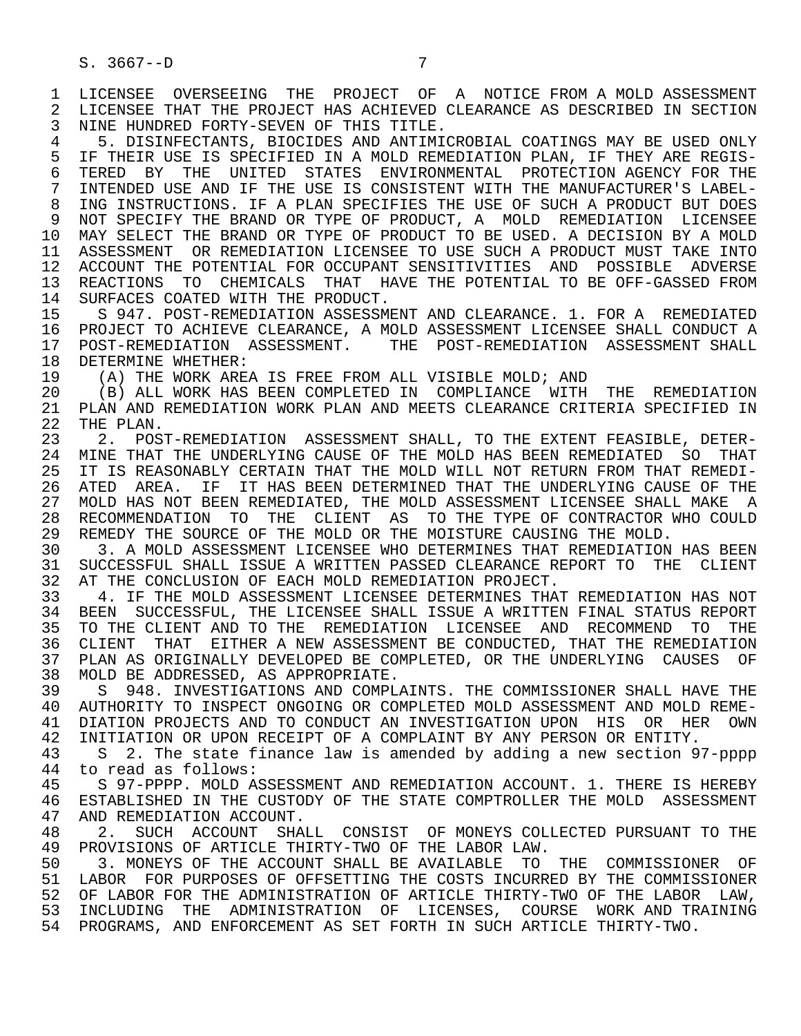LICENSEE OVERSEEING THE PROJECT OF A NOTICE FROM A MOLD ASSESSMENT LICENSEE THAT THE PROJECT HAS ACHIEVED CLEARANCE AS DESCRIBED IN SECTION NINE HUNDRED FORTY-SEVEN OF THIS TITLE.

5. DISINFECTANTS, BIOCIDES AND ANTIMICROBIAL COATINGS MAY BE USED ONLY IF THEIR USE IS SPECIFIED IN A MOLD REMEDIATION PLAN, IF THEY ARE REGISTERED BY THE UNITED STATES ENVIRONMENTAL PROTECTION AGENCY FOR THE INTENDED USE AND IF THE USE IS CONSISTENT WITH THE MANUFACTURER'S LABELING INSTRUCTIONS. IF A PLAN SPECIFIES THE USE OF SUCH A PRODUCT BUT DOES NOT SPECIFY THE BRAND OR TYPE OF PRODUCT, A MOLD REMEDIATION LICENSEE MAY SELECT THE BRAND OR TYPE OF PRODUCT TO BE USED. A DECISION BY A MOLD ASSESSMENT OR REMEDIATION LICENSEE TO USE SUCH A PRODUCT MUST TAKE INTO ACCOUNT THE POTENTIAL FOR OCCUPANT SENSITIVITIES AND POSSIBLE ADVERSE REACTIONS TO CHEMICALS THAT HAVE THE POTENTIAL TO BE OFF-GASSED FROM SURFACES COATED WITH THE PRODUCT.

S 947. POST-REMEDIATION ASSESSMENT AND CLEARANCE. 1. FOR A REMEDIATED PROJECT TO ACHIEVE CLEARANCE, A MOLD ASSESSMENT LICENSEE SHALL CONDUCT A POST-REMEDIATION ASSESSMENT. THE POST-REMEDIATION ASSESSMENT SHALL DETERMINE WHETHER:

(A) THE WORK AREA IS FREE FROM ALL VISIBLE MOLD; AND

(B) ALL WORK HAS BEEN COMPLETED IN COMPLIANCE WITH THE REMEDIATION PLAN AND REMEDIATION WORK PLAN AND MEETS CLEARANCE CRITERIA SPECIFIED IN THE PLAN.

2. POST-REMEDIATION ASSESSMENT SHALL, TO THE EXTENT FEASIBLE, DETERMINE THAT THE UNDERLYING CAUSE OF THE MOLD HAS BEEN REMEDIATED SO THAT IT IS REASONABLY CERTAIN THAT THE MOLD WILL NOT RETURN FROM THAT REMEDIATED AREA. IF IT HAS BEEN DETERMINED THAT THE UNDERLYING CAUSE OF THE MOLD HAS NOT BEEN REMEDIATED, THE MOLD ASSESSMENT LICENSEE SHALL MAKE A RECOMMENDATION TO THE CLIENT AS TO THE TYPE OF CONTRACTOR WHO COULD REMEDY THE SOURCE OF THE MOLD OR THE MOISTURE CAUSING THE MOLD.

3. A MOLD ASSESSMENT LICENSEE WHO DETERMINES THAT REMEDIATION HAS BEEN SUCCESSFUL SHALL ISSUE A WRITTEN PASSED CLEARANCE REPORT TO THE CLIENT AT THE CONCLUSION OF EACH MOLD REMEDIATION PROJECT.

4. IF THE MOLD ASSESSMENT LICENSEE DETERMINES THAT REMEDIATION HAS NOT BEEN SUCCESSFUL, THE LICENSEE SHALL ISSUE A WRITTEN FINAL STATUS REPORT TO THE CLIENT AND TO THE REMEDIATION LICENSEE AND RECOMMEND TO THE CLIENT THAT EITHER A NEW ASSESSMENT BE CONDUCTED, THAT THE REMEDIATION PLAN AS ORIGINALLY DEVELOPED BE COMPLETED, OR THE UNDERLYING CAUSES OF MOLD BE ADDRESSED, AS APPROPRIATE.

S 948. INVESTIGATIONS AND COMPLAINTS. THE COMMISSIONER SHALL HAVE THE AUTHORITY TO INSPECT ONGOING OR COMPLETED MOLD ASSESSMENT AND MOLD REMEDIATION PROJECTS AND TO CONDUCT AN INVESTIGATION UPON HIS OR HER OWN INITIATION OR UPON RECEIPT OF A COMPLAINT BY ANY PERSON OR ENTITY.

S 2. The state finance law is amended by adding a new section 97-pppp to read as follows:

S 97-PPPP. MOLD ASSESSMENT AND REMEDIATION ACCOUNT. 1. THERE IS HEREBY ESTABLISHED IN THE CUSTODY OF THE STATE COMPTROLLER THE MOLD ASSESSMENT AND REMEDIATION ACCOUNT.

2. SUCH ACCOUNT SHALL CONSIST OF MONEYS COLLECTED PURSUANT TO THE PROVISIONS OF ARTICLE THIRTY-TWO OF THE LABOR LAW.

3. MONEYS OF THE ACCOUNT SHALL BE AVAILABLE TO THE COMMISSIONER OF LABOR FOR PURPOSES OF OFFSETTING THE COSTS INCURRED BY THE COMMISSIONER OF LABOR FOR THE ADMINISTRATION OF ARTICLE THIRTY-TWO OF THE LABOR LAW, INCLUDING THE ADMINISTRATION OF LICENSES, COURSE WORK AND TRAINING PROGRAMS, AND ENFORCEMENT AS SET FORTH IN SUCH ARTICLE THIRTY-TWO.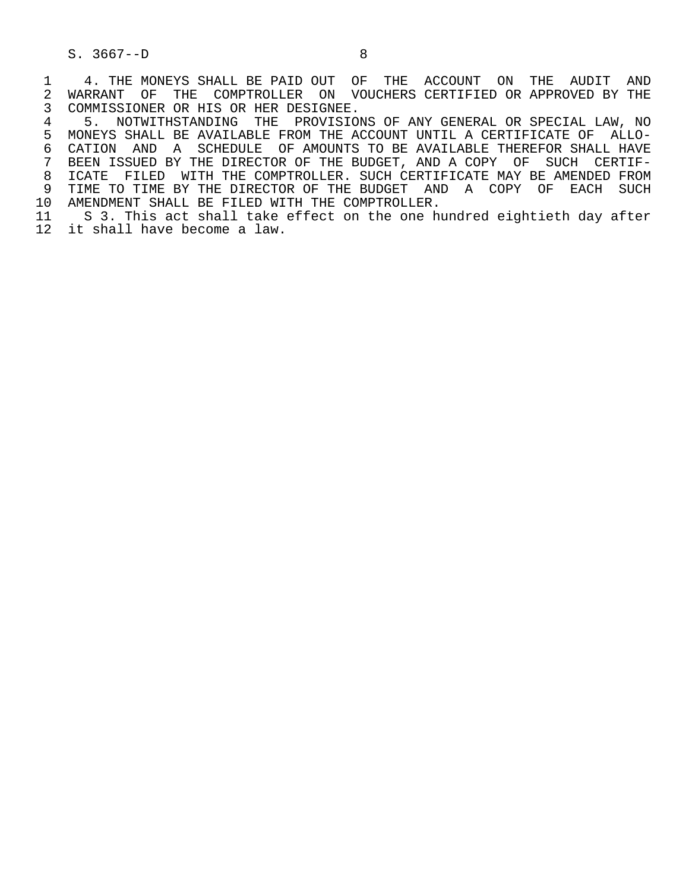4. THE MONEYS SHALL BE PAID OUT OF THE ACCOUNT ON THE AUDIT AND WARRANT OF THE COMPTROLLER ON VOUCHERS CERTIFIED OR APPROVED BY THE COMMISSIONER OR HIS OR HER DESIGNEE.

5. NOTWITHSTANDING THE PROVISIONS OF ANY GENERAL OR SPECIAL LAW, NO MONEYS SHALL BE AVAILABLE FROM THE ACCOUNT UNTIL A CERTIFICATE OF ALLOCATION AND A SCHEDULE OF AMOUNTS TO BE AVAILABLE THEREFOR SHALL HAVE BEEN ISSUED BY THE DIRECTOR OF THE BUDGET, AND A COPY OF SUCH CERTIFICATE FILED WITH THE COMPTROLLER. SUCH CERTIFICATE MAY BE AMENDED FROM TIME TO TIME BY THE DIRECTOR OF THE BUDGET AND A COPY OF EACH SUCH AMENDMENT SHALL BE FILED WITH THE COMPTROLLER.

S 3. This act shall take effect on the one hundred eightieth day after it shall have become a law.